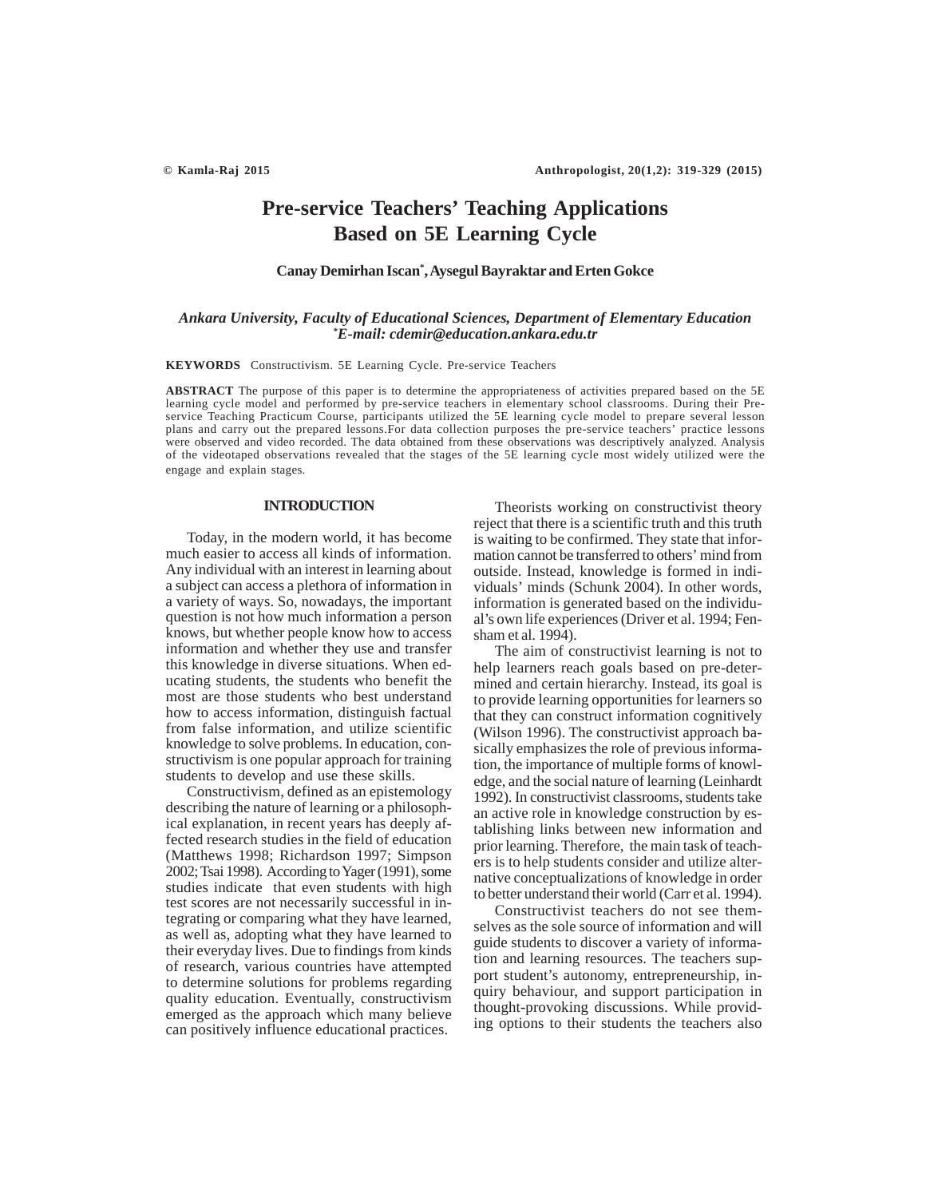# Pre-service Teachers' Teaching Applications Based on 5E Learning Cycle

**Canay Demirhan Iscan*, Aysegul Bayraktar and Erten Gokce**

*Ankara University, Faculty of Educational Sciences, Department of Elementary Education*
*\*E-mail: cdemir@education.ankara.edu.tr*

**KEYWORDS** Constructivism. 5E Learning Cycle. Pre-service Teachers

**ABSTRACT** The purpose of this paper is to determine the appropriateness of activities prepared based on the 5E learning cycle model and performed by pre-service teachers in elementary school classrooms. During their Pre-service Teaching Practicum Course, participants utilized the 5E learning cycle model to prepare several lesson plans and carry out the prepared lessons.For data collection purposes the pre-service teachers' practice lessons were observed and video recorded. The data obtained from these observations was descriptively analyzed. Analysis of the videotaped observations revealed that the stages of the 5E learning cycle most widely utilized were the engage and explain stages.

## INTRODUCTION

Today, in the modern world, it has become much easier to access all kinds of information. Any individual with an interest in learning about a subject can access a plethora of information in a variety of ways. So, nowadays, the important question is not how much information a person knows, but whether people know how to access information and whether they use and transfer this knowledge in diverse situations. When educating students, the students who benefit the most are those students who best understand how to access information, distinguish factual from false information, and utilize scientific knowledge to solve problems. In education, constructivism is one popular approach for training students to develop and use these skills.

Constructivism, defined as an epistemology describing the nature of learning or a philosophical explanation, in recent years has deeply affected research studies in the field of education (Matthews 1998; Richardson 1997; Simpson 2002; Tsai 1998). According to Yager (1991), some studies indicate that even students with high test scores are not necessarily successful in integrating or comparing what they have learned, as well as, adopting what they have learned to their everyday lives. Due to findings from kinds of research, various countries have attempted to determine solutions for problems regarding quality education. Eventually, constructivism emerged as the approach which many believe can positively influence educational practices.

Theorists working on constructivist theory reject that there is a scientific truth and this truth is waiting to be confirmed. They state that information cannot be transferred to others' mind from outside. Instead, knowledge is formed in individuals' minds (Schunk 2004). In other words, information is generated based on the individual's own life experiences (Driver et al. 1994; Fensham et al. 1994).

The aim of constructivist learning is not to help learners reach goals based on pre-determined and certain hierarchy. Instead, its goal is to provide learning opportunities for learners so that they can construct information cognitively (Wilson 1996). The constructivist approach basically emphasizes the role of previous information, the importance of multiple forms of knowledge, and the social nature of learning (Leinhardt 1992). In constructivist classrooms, students take an active role in knowledge construction by establishing links between new information and prior learning. Therefore, the main task of teachers is to help students consider and utilize alternative conceptualizations of knowledge in order to better understand their world (Carr et al. 1994).

Constructivist teachers do not see themselves as the sole source of information and will guide students to discover a variety of information and learning resources. The teachers support student's autonomy, entrepreneurship, inquiry behaviour, and support participation in thought-provoking discussions. While providing options to their students the teachers also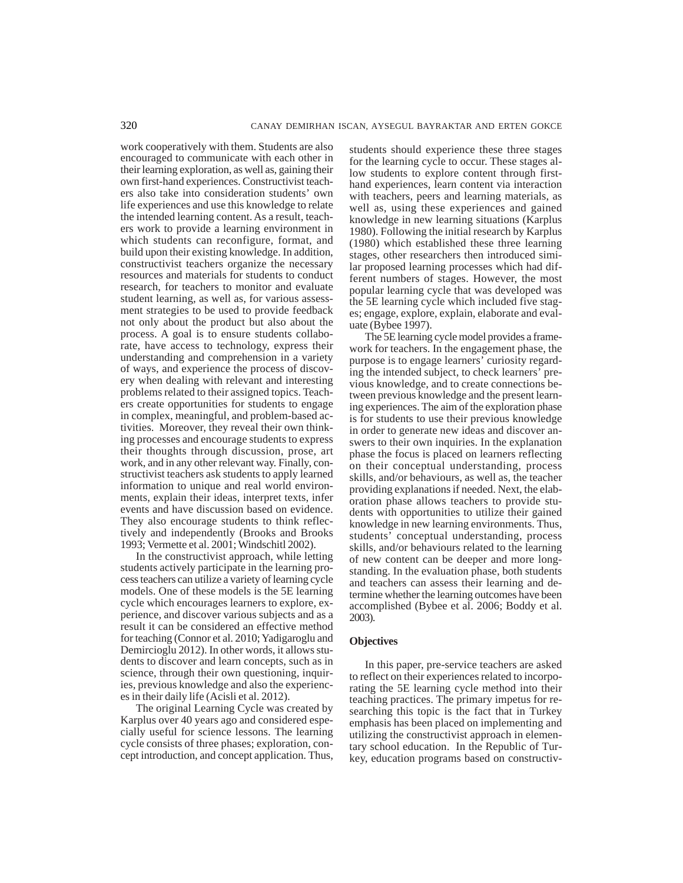work cooperatively with them. Students are also encouraged to communicate with each other in their learning exploration, as well as, gaining their own first-hand experiences. Constructivist teachers also take into consideration students' own life experiences and use this knowledge to relate the intended learning content. As a result, teachers work to provide a learning environment in which students can reconfigure, format, and build upon their existing knowledge. In addition, constructivist teachers organize the necessary resources and materials for students to conduct research, for teachers to monitor and evaluate student learning, as well as, for various assessment strategies to be used to provide feedback not only about the product but also about the process. A goal is to ensure students collaborate, have access to technology, express their understanding and comprehension in a variety of ways, and experience the process of discovery when dealing with relevant and interesting problems related to their assigned topics. Teachers create opportunities for students to engage in complex, meaningful, and problem-based activities. Moreover, they reveal their own thinking processes and encourage students to express their thoughts through discussion, prose, art work, and in any other relevant way. Finally, constructivist teachers ask students to apply learned information to unique and real world environments, explain their ideas, interpret texts, infer events and have discussion based on evidence. They also encourage students to think reflectively and independently (Brooks and Brooks 1993; Vermette et al. 2001; Windschitl 2002).

In the constructivist approach, while letting students actively participate in the learning process teachers can utilize a variety of learning cycle models. One of these models is the 5E learning cycle which encourages learners to explore, experience, and discover various subjects and as a result it can be considered an effective method for teaching (Connor et al. 2010; Yadigaroglu and Demircioglu 2012). In other words, it allows students to discover and learn concepts, such as in science, through their own questioning, inquiries, previous knowledge and also the experiences in their daily life (Acisli et al. 2012).

The original Learning Cycle was created by Karplus over 40 years ago and considered especially useful for science lessons. The learning cycle consists of three phases; exploration, concept introduction, and concept application. Thus, students should experience these three stages for the learning cycle to occur. These stages allow students to explore content through first-hand experiences, learn content via interaction with teachers, peers and learning materials, as well as, using these experiences and gained knowledge in new learning situations (Karplus 1980). Following the initial research by Karplus (1980) which established these three learning stages, other researchers then introduced similar proposed learning processes which had different numbers of stages. However, the most popular learning cycle that was developed was the 5E learning cycle which included five stages; engage, explore, explain, elaborate and evaluate (Bybee 1997).

The 5E learning cycle model provides a framework for teachers. In the engagement phase, the purpose is to engage learners' curiosity regarding the intended subject, to check learners' previous knowledge, and to create connections between previous knowledge and the present learning experiences. The aim of the exploration phase is for students to use their previous knowledge in order to generate new ideas and discover answers to their own inquiries. In the explanation phase the focus is placed on learners reflecting on their conceptual understanding, process skills, and/or behaviours, as well as, the teacher providing explanations if needed. Next, the elaboration phase allows teachers to provide students with opportunities to utilize their gained knowledge in new learning environments. Thus, students' conceptual understanding, process skills, and/or behaviours related to the learning of new content can be deeper and more long-standing. In the evaluation phase, both students and teachers can assess their learning and determine whether the learning outcomes have been accomplished (Bybee et al. 2006; Boddy et al. 2003).

**Objectives**

In this paper, pre-service teachers are asked to reflect on their experiences related to incorporating the 5E learning cycle method into their teaching practices. The primary impetus for researching this topic is the fact that in Turkey emphasis has been placed on implementing and utilizing the constructivist approach in elementary school education. In the Republic of Turkey, education programs based on constructiv-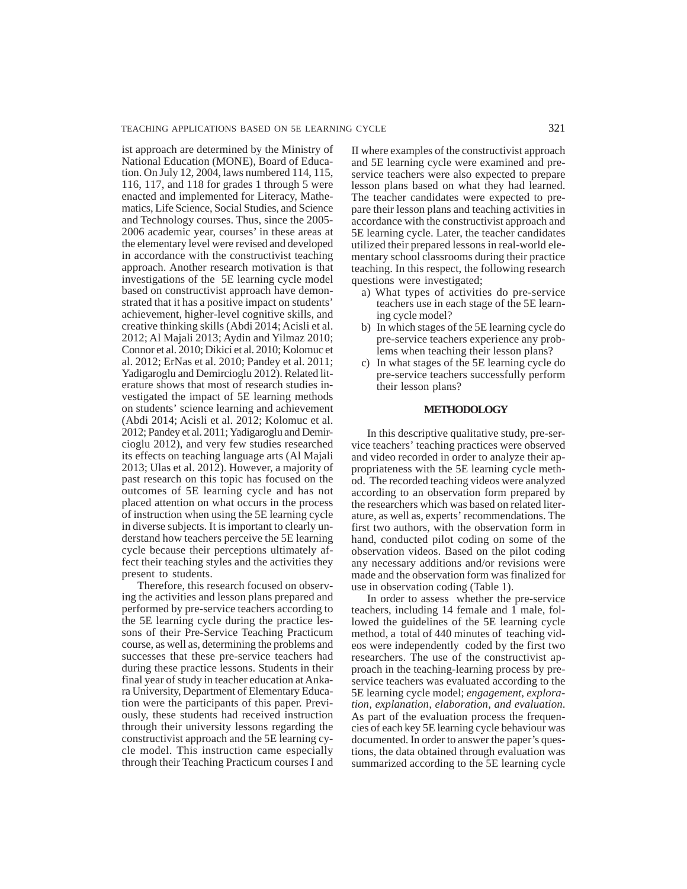ist approach are determined by the Ministry of National Education (MONE), Board of Education. On July 12, 2004, laws numbered 114, 115, 116, 117, and 118 for grades 1 through 5 were enacted and implemented for Literacy, Mathematics, Life Science, Social Studies, and Science and Technology courses. Thus, since the 2005-2006 academic year, courses' in these areas at the elementary level were revised and developed in accordance with the constructivist teaching approach. Another research motivation is that investigations of the 5E learning cycle model based on constructivist approach have demonstrated that it has a positive impact on students' achievement, higher-level cognitive skills, and creative thinking skills (Abdi 2014; Acisli et al. 2012; Al Majali 2013; Aydin and Yilmaz 2010; Connor et al. 2010; Dikici et al. 2010; Kolomuc et al. 2012; ErNas et al. 2010; Pandey et al. 2011; Yadigaroglu and Demircioglu 2012). Related literature shows that most of research studies investigated the impact of 5E learning methods on students' science learning and achievement (Abdi 2014; Acisli et al. 2012; Kolomuc et al. 2012; Pandey et al. 2011; Yadigaroglu and Demircioglu 2012), and very few studies researched its effects on teaching language arts (Al Majali 2013; Ulas et al. 2012). However, a majority of past research on this topic has focused on the outcomes of 5E learning cycle and has not placed attention on what occurs in the process of instruction when using the 5E learning cycle in diverse subjects. It is important to clearly understand how teachers perceive the 5E learning cycle because their perceptions ultimately affect their teaching styles and the activities they present to students.

Therefore, this research focused on observing the activities and lesson plans prepared and performed by pre-service teachers according to the 5E learning cycle during the practice lessons of their Pre-Service Teaching Practicum course, as well as, determining the problems and successes that these pre-service teachers had during these practice lessons. Students in their final year of study in teacher education at Ankara University, Department of Elementary Education were the participants of this paper. Previously, these students had received instruction through their university lessons regarding the constructivist approach and the 5E learning cycle model. This instruction came especially through their Teaching Practicum courses I and II where examples of the constructivist approach and 5E learning cycle were examined and pre-service teachers were also expected to prepare lesson plans based on what they had learned. The teacher candidates were expected to prepare their lesson plans and teaching activities in accordance with the constructivist approach and 5E learning cycle. Later, the teacher candidates utilized their prepared lessons in real-world elementary school classrooms during their practice teaching. In this respect, the following research questions were investigated;

a) What types of activities do pre-service teachers use in each stage of the 5E learning cycle model?
b) In which stages of the 5E learning cycle do pre-service teachers experience any problems when teaching their lesson plans?
c) In what stages of the 5E learning cycle do pre-service teachers successfully perform their lesson plans?

## METHODOLOGY

In this descriptive qualitative study, pre-service teachers' teaching practices were observed and video recorded in order to analyze their appropriateness with the 5E learning cycle method. The recorded teaching videos were analyzed according to an observation form prepared by the researchers which was based on related literature, as well as, experts' recommendations. The first two authors, with the observation form in hand, conducted pilot coding on some of the observation videos. Based on the pilot coding any necessary additions and/or revisions were made and the observation form was finalized for use in observation coding (Table 1).

In order to assess whether the pre-service teachers, including 14 female and 1 male, followed the guidelines of the 5E learning cycle method, a total of 440 minutes of teaching videos were independently coded by the first two researchers. The use of the constructivist approach in the teaching-learning process by pre-service teachers was evaluated according to the 5E learning cycle model; *engagement, exploration, explanation, elaboration, and evaluation*. As part of the evaluation process the frequencies of each key 5E learning cycle behaviour was documented. In order to answer the paper's questions, the data obtained through evaluation was summarized according to the 5E learning cycle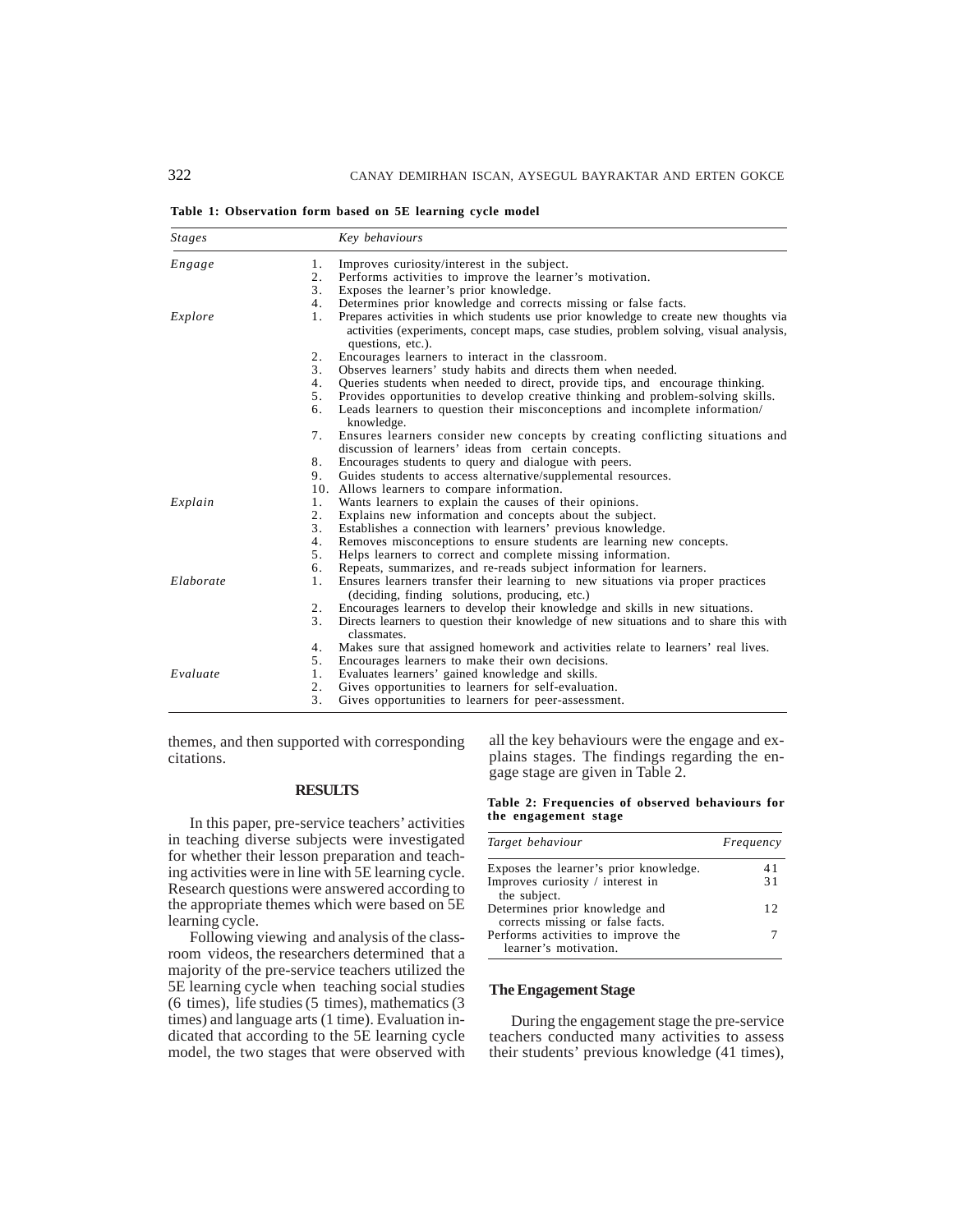**Table 1: Observation form based on 5E learning cycle model**

| *Stages* | | *Key behaviours* |
|---|---|---|
| *Engage* | 1. | Improves curiosity/interest in the subject. |
| | 2. | Performs activities to improve the learner's motivation. |
| | 3. | Exposes the learner's prior knowledge. |
| | 4. | Determines prior knowledge and corrects missing or false facts. |
| *Explore* | 1. | Prepares activities in which students use prior knowledge to create new thoughts via activities (experiments, concept maps, case studies, problem solving, visual analysis, questions, etc.). |
| | 2. | Encourages learners to interact in the classroom. |
| | 3. | Observes learners' study habits and directs them when needed. |
| | 4. | Queries students when needed to direct, provide tips, and encourage thinking. |
| | 5. | Provides opportunities to develop creative thinking and problem-solving skills. |
| | 6. | Leads learners to question their misconceptions and incomplete information/ knowledge. |
| | 7. | Ensures learners consider new concepts by creating conflicting situations and discussion of learners' ideas from certain concepts. |
| | 8. | Encourages students to query and dialogue with peers. |
| | 9. | Guides students to access alternative/supplemental resources. |
| | 10. | Allows learners to compare information. |
| *Explain* | 1. | Wants learners to explain the causes of their opinions. |
| | 2. | Explains new information and concepts about the subject. |
| | 3. | Establishes a connection with learners' previous knowledge. |
| | 4. | Removes misconceptions to ensure students are learning new concepts. |
| | 5. | Helps learners to correct and complete missing information. |
| | 6. | Repeats, summarizes, and re-reads subject information for learners. |
| *Elaborate* | 1. | Ensures learners transfer their learning to new situations via proper practices (deciding, finding solutions, producing, etc.) |
| | 2. | Encourages learners to develop their knowledge and skills in new situations. |
| | 3. | Directs learners to question their knowledge of new situations and to share this with classmates. |
| | 4. | Makes sure that assigned homework and activities relate to learners' real lives. |
| | 5. | Encourages learners to make their own decisions. |
| *Evaluate* | 1. | Evaluates learners' gained knowledge and skills. |
| | 2. | Gives opportunities to learners for self-evaluation. |
| | 3. | Gives opportunities to learners for peer-assessment. |

themes, and then supported with corresponding citations.

## RESULTS

In this paper, pre-service teachers' activities in teaching diverse subjects were investigated for whether their lesson preparation and teaching activities were in line with 5E learning cycle. Research questions were answered according to the appropriate themes which were based on 5E learning cycle.

Following viewing and analysis of the classroom videos, the researchers determined that a majority of the pre-service teachers utilized the 5E learning cycle when teaching social studies (6 times), life studies (5 times), mathematics (3 times) and language arts (1 time). Evaluation indicated that according to the 5E learning cycle model, the two stages that were observed with all the key behaviours were the engage and explains stages. The findings regarding the engage stage are given in Table 2.

**Table 2: Frequencies of observed behaviours for the engagement stage**

| *Target behaviour* | *Frequency* |
|---|---|
| Exposes the learner's prior knowledge. | 41 |
| Improves curiosity / interest in the subject. | 31 |
| Determines prior knowledge and corrects missing or false facts. | 12 |
| Performs activities to improve the learner's motivation. | 7 |

### The Engagement Stage

During the engagement stage the pre-service teachers conducted many activities to assess their students' previous knowledge (41 times),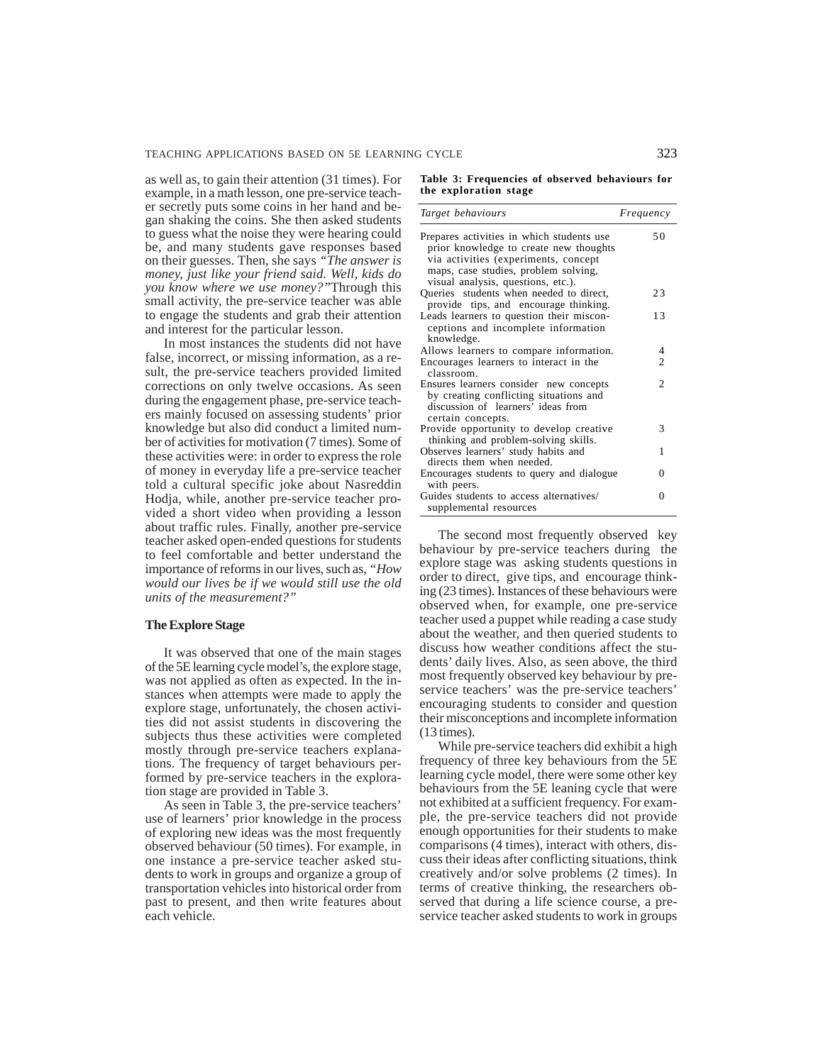as well as, to gain their attention (31 times). For example, in a math lesson, one pre-service teacher secretly puts some coins in her hand and began shaking the coins. She then asked students to guess what the noise they were hearing could be, and many students gave responses based on their guesses. Then, she says *"The answer is money, just like your friend said. Well, kids do you know where we use money?"*Through this small activity, the pre-service teacher was able to engage the students and grab their attention and interest for the particular lesson.

In most instances the students did not have false, incorrect, or missing information, as a result, the pre-service teachers provided limited corrections on only twelve occasions. As seen during the engagement phase, pre-service teachers mainly focused on assessing students' prior knowledge but also did conduct a limited number of activities for motivation (7 times). Some of these activities were: in order to express the role of money in everyday life a pre-service teacher told a cultural specific joke about Nasreddin Hodja, while, another pre-service teacher provided a short video when providing a lesson about traffic rules. Finally, another pre-service teacher asked open-ended questions for students to feel comfortable and better understand the importance of reforms in our lives, such as, *"How would our lives be if we would still use the old units of the measurement?"*

## The Explore Stage

It was observed that one of the main stages of the 5E learning cycle model's, the explore stage, was not applied as often as expected. In the instances when attempts were made to apply the explore stage, unfortunately, the chosen activities did not assist students in discovering the subjects thus these activities were completed mostly through pre-service teachers explanations. The frequency of target behaviours performed by pre-service teachers in the exploration stage are provided in Table 3.

As seen in Table 3, the pre-service teachers' use of learners' prior knowledge in the process of exploring new ideas was the most frequently observed behaviour (50 times). For example, in one instance a pre-service teacher asked students to work in groups and organize a group of transportation vehicles into historical order from past to present, and then write features about each vehicle.

**Table 3: Frequencies of observed behaviours for the exploration stage**

| *Target behaviours* | *Frequency* |
|---|---|
| Prepares activities in which students use prior knowledge to create new thoughts via activities (experiments, concept maps, case studies, problem solving, visual analysis, questions, etc.). | 50 |
| Queries students when needed to direct, provide tips, and encourage thinking. | 23 |
| Leads learners to question their misconceptions and incomplete information knowledge. | 13 |
| Allows learners to compare information. | 4 |
| Encourages learners to interact in the classroom. | 2 |
| Ensures learners consider new concepts by creating conflicting situations and discussion of learners' ideas from certain concepts. | 2 |
| Provide opportunity to develop creative thinking and problem-solving skills. | 3 |
| Observes learners' study habits and directs them when needed. | 1 |
| Encourages students to query and dialogue with peers. | 0 |
| Guides students to access alternatives/ supplemental resources | 0 |

The second most frequently observed key behaviour by pre-service teachers during the explore stage was asking students questions in order to direct, give tips, and encourage thinking (23 times). Instances of these behaviours were observed when, for example, one pre-service teacher used a puppet while reading a case study about the weather, and then queried students to discuss how weather conditions affect the students' daily lives. Also, as seen above, the third most frequently observed key behaviour by pre-service teachers' was the pre-service teachers' encouraging students to consider and question their misconceptions and incomplete information (13 times).

While pre-service teachers did exhibit a high frequency of three key behaviours from the 5E learning cycle model, there were some other key behaviours from the 5E leaning cycle that were not exhibited at a sufficient frequency. For example, the pre-service teachers did not provide enough opportunities for their students to make comparisons (4 times), interact with others, discuss their ideas after conflicting situations, think creatively and/or solve problems (2 times). In terms of creative thinking, the researchers observed that during a life science course, a pre-service teacher asked students to work in groups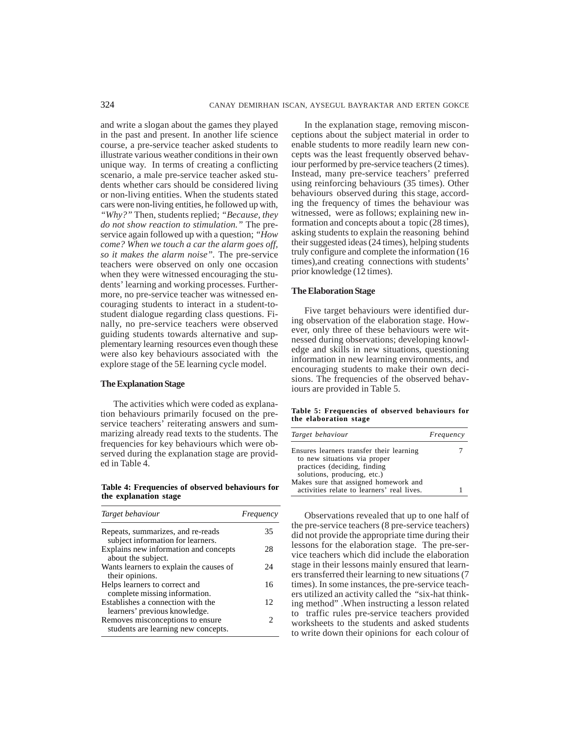and write a slogan about the games they played in the past and present. In another life science course, a pre-service teacher asked students to illustrate various weather conditions in their own unique way. In terms of creating a conflicting scenario, a male pre-service teacher asked students whether cars should be considered living or non-living entities. When the students stated cars were non-living entities, he followed up with, *"Why?"* Then, students replied; *"Because, they do not show reaction to stimulation."* The pre-service again followed up with a question; *"How come? When we touch a car the alarm goes off, so it makes the alarm noise".* The pre-service teachers were observed on only one occasion when they were witnessed encouraging the students' learning and working processes. Furthermore, no pre-service teacher was witnessed encouraging students to interact in a student-to-student dialogue regarding class questions. Finally, no pre-service teachers were observed guiding students towards alternative and supplementary learning resources even though these were also key behaviours associated with the explore stage of the 5E learning cycle model.

### The Explanation Stage

The activities which were coded as explanation behaviours primarily focused on the pre-service teachers' reiterating answers and summarizing already read texts to the students. The frequencies for key behaviours which were observed during the explanation stage are provided in Table 4.

**Table 4: Frequencies of observed behaviours for the explanation stage**

| *Target behaviour* | *Frequency* |
|---|---|
| Repeats, summarizes, and re-reads subject information for learners. | 35 |
| Explains new information and concepts about the subject. | 28 |
| Wants learners to explain the causes of their opinions. | 24 |
| Helps learners to correct and complete missing information. | 16 |
| Establishes a connection with the learners' previous knowledge. | 12 |
| Removes misconceptions to ensure students are learning new concepts. | 2 |

In the explanation stage, removing misconceptions about the subject material in order to enable students to more readily learn new concepts was the least frequently observed behaviour performed by pre-service teachers (2 times). Instead, many pre-service teachers' preferred using reinforcing behaviours (35 times). Other behaviours observed during this stage, according the frequency of times the behaviour was witnessed, were as follows; explaining new information and concepts about a topic (28 times), asking students to explain the reasoning behind their suggested ideas (24 times), helping students truly configure and complete the information (16 times),and creating connections with students' prior knowledge (12 times).

### The Elaboration Stage

Five target behaviours were identified during observation of the elaboration stage. However, only three of these behaviours were witnessed during observations; developing knowledge and skills in new situations, questioning information in new learning environments, and encouraging students to make their own decisions. The frequencies of the observed behaviours are provided in Table 5.

**Table 5: Frequencies of observed behaviours for the elaboration stage**

| *Target behaviour* | *Frequency* |
|---|---|
| Ensures learners transfer their learning to new situations via proper practices (deciding, finding solutions, producing, etc.) | 7 |
| Makes sure that assigned homework and activities relate to learners' real lives. | 1 |

Observations revealed that up to one half of the pre-service teachers (8 pre-service teachers) did not provide the appropriate time during their lessons for the elaboration stage. The pre-service teachers which did include the elaboration stage in their lessons mainly ensured that learners transferred their learning to new situations (7 times). In some instances, the pre-service teachers utilized an activity called the "six-hat thinking method" .When instructing a lesson related to traffic rules pre-service teachers provided worksheets to the students and asked students to write down their opinions for each colour of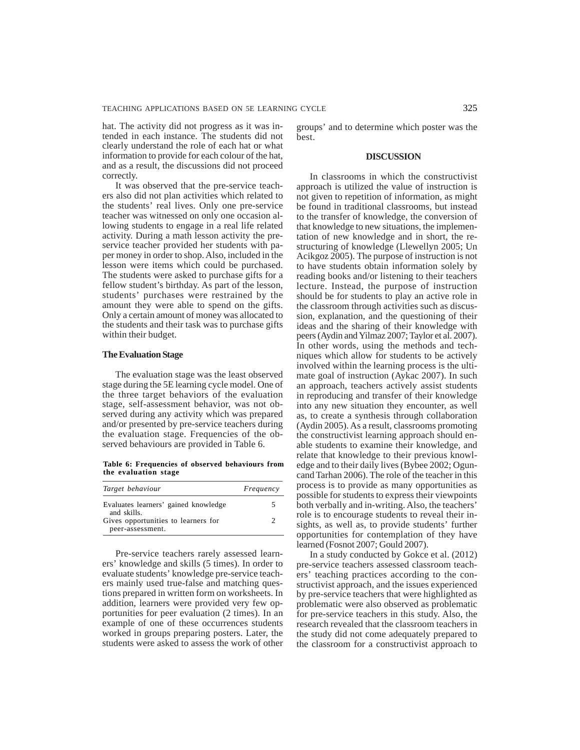hat. The activity did not progress as it was intended in each instance. The students did not clearly understand the role of each hat or what information to provide for each colour of the hat, and as a result, the discussions did not proceed correctly.

It was observed that the pre-service teachers also did not plan activities which related to the students' real lives. Only one pre-service teacher was witnessed on only one occasion allowing students to engage in a real life related activity. During a math lesson activity the pre-service teacher provided her students with paper money in order to shop. Also, included in the lesson were items which could be purchased. The students were asked to purchase gifts for a fellow student's birthday. As part of the lesson, students' purchases were restrained by the amount they were able to spend on the gifts. Only a certain amount of money was allocated to the students and their task was to purchase gifts within their budget.

### The Evaluation Stage

The evaluation stage was the least observed stage during the 5E learning cycle model. One of the three target behaviors of the evaluation stage, self-assessment behavior, was not observed during any activity which was prepared and/or presented by pre-service teachers during the evaluation stage. Frequencies of the observed behaviours are provided in Table 6.

**Table 6: Frequencies of observed behaviours from the evaluation stage**

| *Target behaviour* | *Frequency* |
|---|---|
| Evaluates learners' gained knowledge and skills. | 5 |
| Gives opportunities to learners for peer-assessment. | 2 |

Pre-service teachers rarely assessed learners' knowledge and skills (5 times). In order to evaluate students' knowledge pre-service teachers mainly used true-false and matching questions prepared in written form on worksheets. In addition, learners were provided very few opportunities for peer evaluation (2 times). In an example of one of these occurrences students worked in groups preparing posters. Later, the students were asked to assess the work of other groups' and to determine which poster was the best.

## DISCUSSION

In classrooms in which the constructivist approach is utilized the value of instruction is not given to repetition of information, as might be found in traditional classrooms, but instead to the transfer of knowledge, the conversion of that knowledge to new situations, the implementation of new knowledge and in short, the restructuring of knowledge (Llewellyn 2005; Un Acikgoz 2005). The purpose of instruction is not to have students obtain information solely by reading books and/or listening to their teachers lecture. Instead, the purpose of instruction should be for students to play an active role in the classroom through activities such as discussion, explanation, and the questioning of their ideas and the sharing of their knowledge with peers (Aydin and Yilmaz 2007; Taylor et al. 2007). In other words, using the methods and techniques which allow for students to be actively involved within the learning process is the ultimate goal of instruction (Aykac 2007). In such an approach, teachers actively assist students in reproducing and transfer of their knowledge into any new situation they encounter, as well as, to create a synthesis through collaboration (Aydin 2005). As a result, classrooms promoting the constructivist learning approach should enable students to examine their knowledge, and relate that knowledge to their previous knowledge and to their daily lives (Bybee 2002; Oguncand Tarhan 2006). The role of the teacher in this process is to provide as many opportunities as possible for students to express their viewpoints both verbally and in-writing. Also, the teachers' role is to encourage students to reveal their insights, as well as, to provide students' further opportunities for contemplation of they have learned (Fosnot 2007; Gould 2007).

In a study conducted by Gokce et al. (2012) pre-service teachers assessed classroom teachers' teaching practices according to the constructivist approach, and the issues experienced by pre-service teachers that were highlighted as problematic were also observed as problematic for pre-service teachers in this study. Also, the research revealed that the classroom teachers in the study did not come adequately prepared to the classroom for a constructivist approach to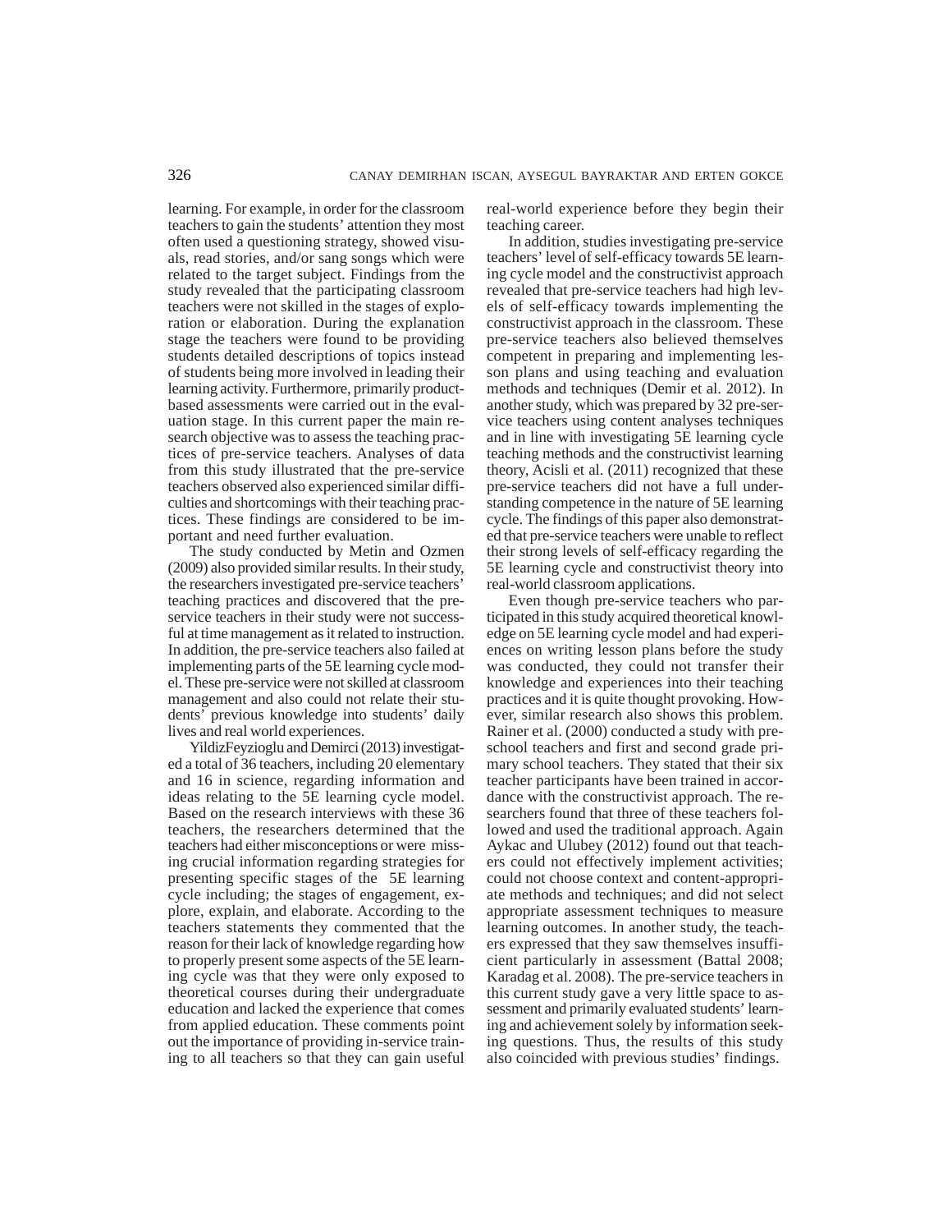learning. For example, in order for the classroom teachers to gain the students' attention they most often used a questioning strategy, showed visuals, read stories, and/or sang songs which were related to the target subject. Findings from the study revealed that the participating classroom teachers were not skilled in the stages of exploration or elaboration. During the explanation stage the teachers were found to be providing students detailed descriptions of topics instead of students being more involved in leading their learning activity. Furthermore, primarily product-based assessments were carried out in the evaluation stage. In this current paper the main research objective was to assess the teaching practices of pre-service teachers. Analyses of data from this study illustrated that the pre-service teachers observed also experienced similar difficulties and shortcomings with their teaching practices. These findings are considered to be important and need further evaluation.

The study conducted by Metin and Ozmen (2009) also provided similar results. In their study, the researchers investigated pre-service teachers' teaching practices and discovered that the pre-service teachers in their study were not successful at time management as it related to instruction. In addition, the pre-service teachers also failed at implementing parts of the 5E learning cycle model. These pre-service were not skilled at classroom management and also could not relate their students' previous knowledge into students' daily lives and real world experiences.

YildizFeyzioglu and Demirci (2013) investigated a total of 36 teachers, including 20 elementary and 16 in science, regarding information and ideas relating to the 5E learning cycle model. Based on the research interviews with these 36 teachers, the researchers determined that the teachers had either misconceptions or were missing crucial information regarding strategies for presenting specific stages of the 5E learning cycle including; the stages of engagement, explore, explain, and elaborate. According to the teachers statements they commented that the reason for their lack of knowledge regarding how to properly present some aspects of the 5E learning cycle was that they were only exposed to theoretical courses during their undergraduate education and lacked the experience that comes from applied education. These comments point out the importance of providing in-service training to all teachers so that they can gain useful real-world experience before they begin their teaching career.

In addition, studies investigating pre-service teachers' level of self-efficacy towards 5E learning cycle model and the constructivist approach revealed that pre-service teachers had high levels of self-efficacy towards implementing the constructivist approach in the classroom. These pre-service teachers also believed themselves competent in preparing and implementing lesson plans and using teaching and evaluation methods and techniques (Demir et al. 2012). In another study, which was prepared by 32 pre-service teachers using content analyses techniques and in line with investigating 5E learning cycle teaching methods and the constructivist learning theory, Acisli et al. (2011) recognized that these pre-service teachers did not have a full understanding competence in the nature of 5E learning cycle. The findings of this paper also demonstrated that pre-service teachers were unable to reflect their strong levels of self-efficacy regarding the 5E learning cycle and constructivist theory into real-world classroom applications.

Even though pre-service teachers who participated in this study acquired theoretical knowledge on 5E learning cycle model and had experiences on writing lesson plans before the study was conducted, they could not transfer their knowledge and experiences into their teaching practices and it is quite thought provoking. However, similar research also shows this problem. Rainer et al. (2000) conducted a study with preschool teachers and first and second grade primary school teachers. They stated that their six teacher participants have been trained in accordance with the constructivist approach. The researchers found that three of these teachers followed and used the traditional approach. Again Aykac and Ulubey (2012) found out that teachers could not effectively implement activities; could not choose context and content-appropriate methods and techniques; and did not select appropriate assessment techniques to measure learning outcomes. In another study, the teachers expressed that they saw themselves insufficient particularly in assessment (Battal 2008; Karadag et al. 2008). The pre-service teachers in this current study gave a very little space to assessment and primarily evaluated students' learning and achievement solely by information seeking questions. Thus, the results of this study also coincided with previous studies' findings.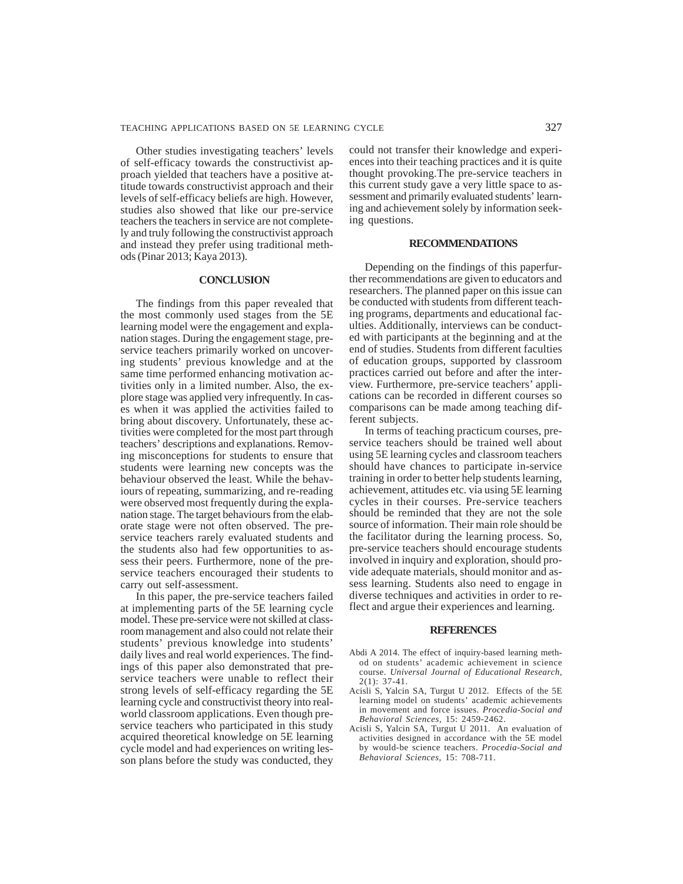Other studies investigating teachers' levels of self-efficacy towards the constructivist approach yielded that teachers have a positive attitude towards constructivist approach and their levels of self-efficacy beliefs are high. However, studies also showed that like our pre-service teachers the teachers in service are not completely and truly following the constructivist approach and instead they prefer using traditional methods (Pinar 2013; Kaya 2013).

## CONCLUSION

The findings from this paper revealed that the most commonly used stages from the 5E learning model were the engagement and explanation stages. During the engagement stage, pre-service teachers primarily worked on uncovering students' previous knowledge and at the same time performed enhancing motivation activities only in a limited number. Also, the explore stage was applied very infrequently. In cases when it was applied the activities failed to bring about discovery. Unfortunately, these activities were completed for the most part through teachers' descriptions and explanations. Removing misconceptions for students to ensure that students were learning new concepts was the behaviour observed the least. While the behaviours of repeating, summarizing, and re-reading were observed most frequently during the explanation stage. The target behaviours from the elaborate stage were not often observed. The pre-service teachers rarely evaluated students and the students also had few opportunities to assess their peers. Furthermore, none of the pre-service teachers encouraged their students to carry out self-assessment.

In this paper, the pre-service teachers failed at implementing parts of the 5E learning cycle model. These pre-service were not skilled at classroom management and also could not relate their students' previous knowledge into students' daily lives and real world experiences. The findings of this paper also demonstrated that pre-service teachers were unable to reflect their strong levels of self-efficacy regarding the 5E learning cycle and constructivist theory into real-world classroom applications. Even though pre-service teachers who participated in this study acquired theoretical knowledge on 5E learning cycle model and had experiences on writing lesson plans before the study was conducted, they could not transfer their knowledge and experiences into their teaching practices and it is quite thought provoking.The pre-service teachers in this current study gave a very little space to assessment and primarily evaluated students' learning and achievement solely by information seeking questions.

## RECOMMENDATIONS

Depending on the findings of this paperfurther recommendations are given to educators and researchers. The planned paper on this issue can be conducted with students from different teaching programs, departments and educational faculties. Additionally, interviews can be conducted with participants at the beginning and at the end of studies. Students from different faculties of education groups, supported by classroom practices carried out before and after the interview. Furthermore, pre-service teachers' applications can be recorded in different courses so comparisons can be made among teaching different subjects.

In terms of teaching practicum courses, pre-service teachers should be trained well about using 5E learning cycles and classroom teachers should have chances to participate in-service training in order to better help students learning, achievement, attitudes etc. via using 5E learning cycles in their courses. Pre-service teachers should be reminded that they are not the sole source of information. Their main role should be the facilitator during the learning process. So, pre-service teachers should encourage students involved in inquiry and exploration, should provide adequate materials, should monitor and assess learning. Students also need to engage in diverse techniques and activities in order to reflect and argue their experiences and learning.

## REFERENCES

Abdi A 2014. The effect of inquiry-based learning method on students' academic achievement in science course. *Universal Journal of Educational Research*, 2(1): 37-41.

Acisli S, Yalcin SA, Turgut U 2012. Effects of the 5E learning model on students' academic achievements in movement and force issues. *Procedia-Social and Behavioral Sciences*, 15: 2459-2462.

Acisli S, Yalcin SA, Turgut U 2011. An evaluation of activities designed in accordance with the 5E model by would-be science teachers. *Procedia-Social and Behavioral Sciences*, 15: 708-711.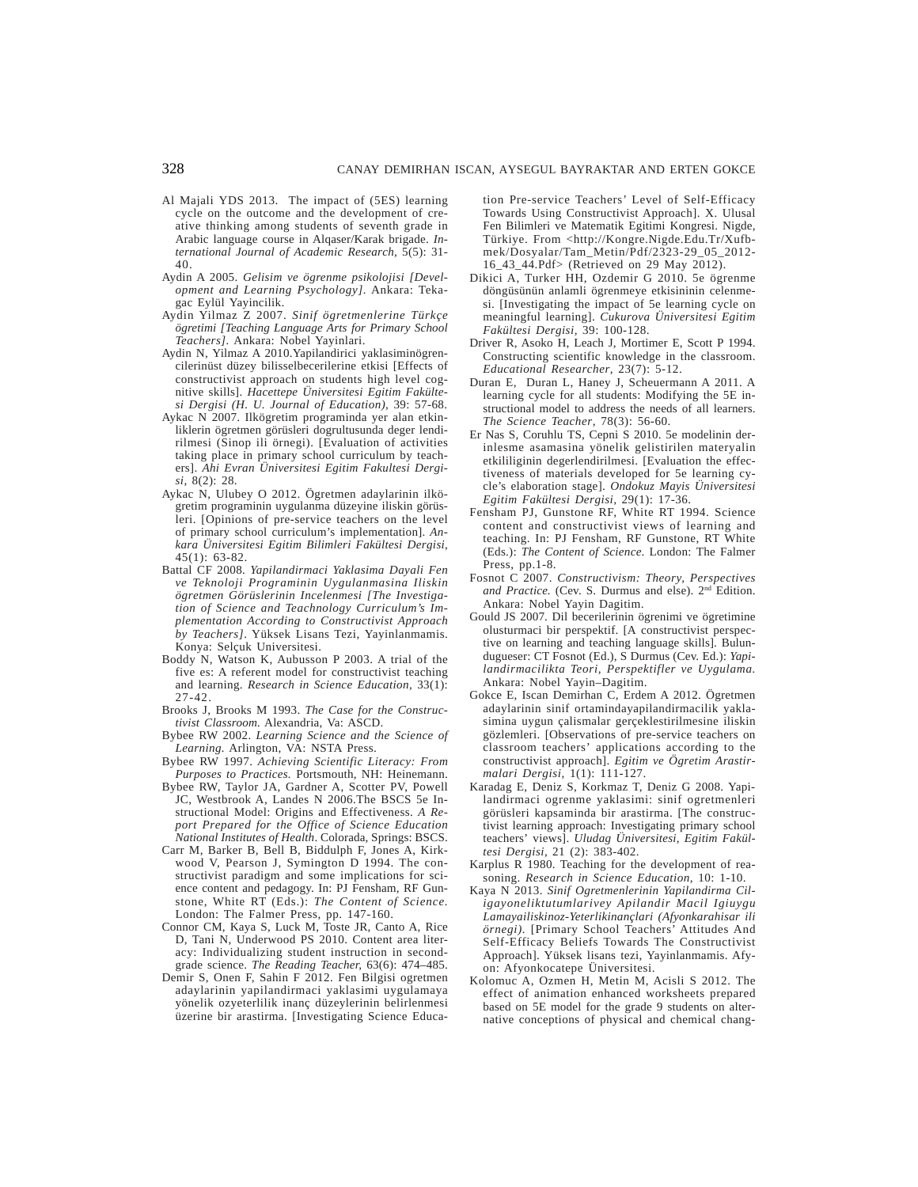Al Majali YDS 2013. The impact of (5ES) learning cycle on the outcome and the development of creative thinking among students of seventh grade in Arabic language course in Alqaser/Karak brigade. *International Journal of Academic Research*, 5(5): 31-40.

Aydin A 2005. *Gelisim ve ögrenme psikolojisi [Development and Learning Psychology]*. Ankara: Tekagac Eylül Yayincilik.

Aydin Yilmaz Z 2007. *Sinif ögretmenlerine Türkçe ögretimi [Teaching Language Arts for Primary School Teachers]*. Ankara: Nobel Yayinlari.

Aydin N, Yilmaz A 2010.Yapilandirici yaklasiminögrencilerinüst düzey bilisselbecerilerine etkisi [Effects of constructivist approach on students high level cognitive skills]. *Hacettepe Üniversitesi Egitim Fakültesi Dergisi (H. U. Journal of Education)*, 39: 57-68.

Aykac N 2007. Ilkögretim programinda yer alan etkinliklerin ögretmen görüsleri dogrultusunda deger lendirilmesi (Sinop ili örnegi). [Evaluation of activities taking place in primary school curriculum by teachers]. *Ahi Evran Üniversitesi Egitim Fakultesi Dergisi*, 8(2): 28.

Aykac N, Ulubey O 2012. Ögretmen adaylarinin ilkögretim programinin uygulanma düzeyine iliskin görüsleri. [Opinions of pre-service teachers on the level of primary school curriculum's implementation]. *Ankara Üniversitesi Egitim Bilimleri Fakültesi Dergisi*, 45(1): 63-82.

Battal CF 2008. *Yapilandirmaci Yaklasima Dayali Fen ve Teknoloji Programinin Uygulanmasina Iliskin ögretmen Görüslerinin Incelenmesi [The Investigation of Science and Teachnology Curriculum's Implementation According to Constructivist Approach by Teachers]*. Yüksek Lisans Tezi, Yayinlanmamis. Konya: Selçuk Universitesi.

Boddy N, Watson K, Aubusson P 2003. A trial of the five es: A referent model for constructivist teaching and learning. *Research in Science Education*, 33(1): 27-42.

Brooks J, Brooks M 1993. *The Case for the Constructivist Classroom*. Alexandria, Va: ASCD.

Bybee RW 2002. *Learning Science and the Science of Learning*. Arlington, VA: NSTA Press.

Bybee RW 1997. *Achieving Scientific Literacy: From Purposes to Practices*. Portsmouth, NH: Heinemann.

Bybee RW, Taylor JA, Gardner A, Scotter PV, Powell JC, Westbrook A, Landes N 2006.The BSCS 5e Instructional Model: Origins and Effectiveness. *A Report Prepared for the Office of Science Education National Institutes of Health*. Colorada, Springs: BSCS.

Carr M, Barker B, Bell B, Biddulph F, Jones A, Kirkwood V, Pearson J, Symington D 1994. The constructivist paradigm and some implications for science content and pedagogy. In: PJ Fensham, RF Gunstone, White RT (Eds.): *The Content of Science*. London: The Falmer Press, pp. 147-160.

Connor CM, Kaya S, Luck M, Toste JR, Canto A, Rice D, Tani N, Underwood PS 2010. Content area literacy: Individualizing student instruction in second-grade science. *The Reading Teacher*, 63(6): 474–485.

Demir S, Onen F, Sahin F 2012. Fen Bilgisi ogretmen adaylarinin yapilandirmaci yaklasimi uygulamaya yönelik ozyeterlilik inanç düzeylerinin belirlenmesi üzerine bir arastirma. [Investigating Science Education Pre-service Teachers' Level of Self-Efficacy Towards Using Constructivist Approach]. X. Ulusal Fen Bilimleri ve Matematik Egitimi Kongresi. Nigde, Türkiye. From <http://Kongre.Nigde.Edu.Tr/Xufbmek/Dosyalar/Tam_Metin/Pdf/2323-29_05_2012-16_43_44.Pdf> (Retrieved on 29 May 2012).

Dikici A, Turker HH, Ozdemir G 2010. 5e ögrenme döngüsünün anlamli ögrenmeye etkisininin celenmesi. [Investigating the impact of 5e learning cycle on meaningful learning]. *Cukurova Üniversitesi Egitim Fakültesi Dergisi*, 39: 100-128.

Driver R, Asoko H, Leach J, Mortimer E, Scott P 1994. Constructing scientific knowledge in the classroom. *Educational Researcher*, 23(7): 5-12.

Duran E, Duran L, Haney J, Scheuermann A 2011. A learning cycle for all students: Modifying the 5E instructional model to address the needs of all learners. *The Science Teacher*, 78(3): 56-60.

Er Nas S, Coruhlu TS, Cepni S 2010. 5e modelinin derinlesme asamasina yönelik gelistirilen materyalin etkililiginin degerlendirilmesi. [Evaluation the effectiveness of materials developed for 5e learning cycle's elaboration stage]. *Ondokuz Mayis Üniversitesi Egitim Fakültesi Dergisi*, 29(1): 17-36.

Fensham PJ, Gunstone RF, White RT 1994. Science content and constructivist views of learning and teaching. In: PJ Fensham, RF Gunstone, RT White (Eds.): *The Content of Science*. London: The Falmer Press, pp.1-8.

Fosnot C 2007. *Constructivism: Theory, Perspectives and Practice*. (Cev. S. Durmus and else). 2nd Edition. Ankara: Nobel Yayin Dagitim.

Gould JS 2007. Dil becerilerinin ögrenimi ve ögretimine olusturmaci bir perspektif. [A constructivist perspective on learning and teaching language skills]. Bulundugueser: CT Fosnot (Ed.), S Durmus (Cev. Ed.): *Yapilandirmacilikta Teori, Perspektifler ve Uygulama*. Ankara: Nobel Yayin–Dagitim.

Gokce E, Iscan Demirhan C, Erdem A 2012. Ögretmen adaylarinin sinif ortamindayapilandirmacilik yaklasimina uygun çalismalar gerçeklestirilmesine iliskin gözlemleri. [Observations of pre-service teachers on classroom teachers' applications according to the constructivist approach]. *Egitim ve Ögretim Arastirmalari Dergisi*, 1(1): 111-127.

Karadag E, Deniz S, Korkmaz T, Deniz G 2008. Yapilandirmaci ogrenme yaklasimi: sinif ogretmenleri görüsleri kapsaminda bir arastirma. [The constructivist learning approach: Investigating primary school teachers' views]. *Uludag Üniversitesi, Egitim Fakültesi Dergisi*, 21 (2): 383-402.

Karplus R 1980. Teaching for the development of reasoning. *Research in Science Education*, 10: 1-10.

Kaya N 2013. *Sinif Ogretmenlerinin Yapilandirma Ciligayoneliktutumlarivey Apilandir Macil Igiuygu Lamayailiskinoz-Yeterlikinançlari (Afyonkarahisar ili örnegi)*. [Primary School Teachers' Attitudes And Self-Efficacy Beliefs Towards The Constructivist Approach]. Yüksek lisans tezi, Yayinlanmamis. Afyon: Afyonkocatepe Üniversitesi.

Kolomuc A, Ozmen H, Metin M, Acisli S 2012. The effect of animation enhanced worksheets prepared based on 5E model for the grade 9 students on alternative conceptions of physical and chemical chang-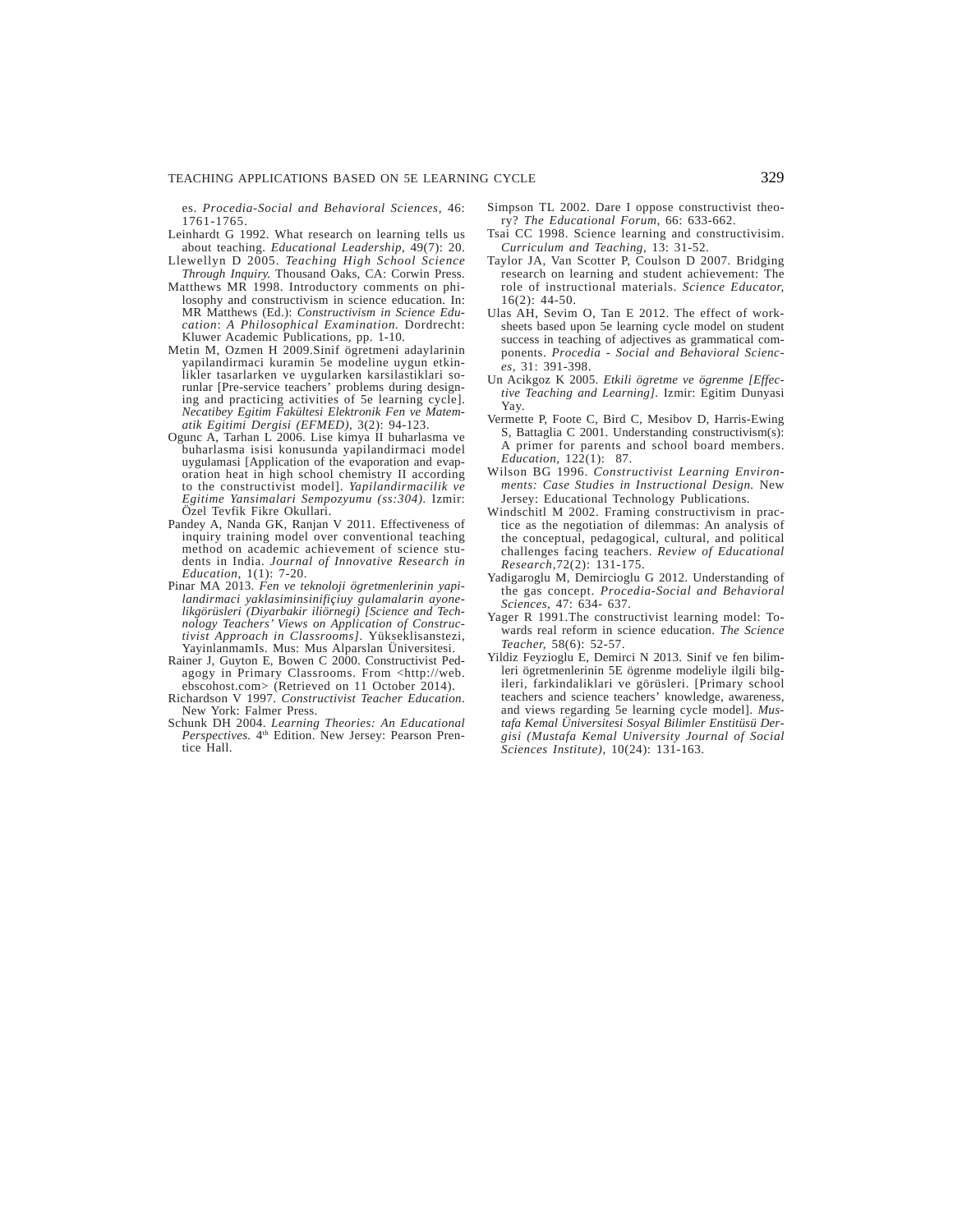es. *Procedia-Social and Behavioral Sciences*, 46: 1761-1765.

Leinhardt G 1992. What research on learning tells us about teaching. *Educational Leadership*, 49(7): 20.

Llewellyn D 2005. *Teaching High School Science Through Inquiry.* Thousand Oaks, CA: Corwin Press.

Matthews MR 1998. Introductory comments on philosophy and constructivism in science education. In: MR Matthews (Ed.): *Constructivism in Science Education*: *A Philosophical Examination.* Dordrecht: Kluwer Academic Publications, pp. 1-10.

Metin M, Ozmen H 2009.Sinif ögretmeni adaylarinin yapilandirmaci kuramin 5e modeline uygun etkinlikler tasarlarken ve uygularken karsilastiklari sorunlar [Pre-service teachers' problems during designing and practicing activities of 5e learning cycle]. *Necatibey Egitim Fakültesi Elektronik Fen ve Matematik Egitimi Dergisi (EFMED)*, 3(2): 94-123.

Ogunc A, Tarhan L 2006. Lise kimya II buharlasma ve buharlasma isisi konusunda yapilandirmaci model uygulamasi [Application of the evaporation and evaporation heat in high school chemistry II according to the constructivist model]. *Yapilandirmacilik ve Egitime Yansimalari Sempozyumu (ss:304).* Izmir: Özel Tevfik Fikre Okullari.

Pandey A, Nanda GK, Ranjan V 2011. Effectiveness of inquiry training model over conventional teaching method on academic achievement of science students in India. *Journal of Innovative Research in Education,* 1(1): 7-20.

Pinar MA 2013. *Fen ve teknoloji ögretmenlerinin yapilandirmaci yaklasiminsinifiçiuy gulamalarin ayonelikgörüsleri (Diyarbakir iliörnegi) [Science and Technology Teachers' Views on Application of Constructivist Approach in Classrooms].* Yükseklisanstezi, YayinlanmamIs. Mus: Mus Alparslan Üniversitesi.

Rainer J, Guyton E, Bowen C 2000. Constructivist Pedagogy in Primary Classrooms. From <http://web.ebscohost.com> (Retrieved on 11 October 2014).

Richardson V 1997. *Constructivist Teacher Education*. New York: Falmer Press.

Schunk DH 2004. *Learning Theories: An Educational Perspectives.* 4th Edition. New Jersey: Pearson Prentice Hall.

Simpson TL 2002. Dare I oppose constructivist theory? *The Educational Forum*, 66: 633-662.

Tsai CC 1998. Science learning and constructivisim. *Curriculum and Teaching*, 13: 31-52.

Taylor JA, Van Scotter P, Coulson D 2007. Bridging research on learning and student achievement: The role of instructional materials. *Science Educator,* 16(2): 44-50.

Ulas AH, Sevim O, Tan E 2012. The effect of worksheets based upon 5e learning cycle model on student success in teaching of adjectives as grammatical components. *Procedia - Social and Behavioral Sciences,* 31: 391-398.

Un Acikgoz K 2005. *Etkili ögretme ve ögrenme [Effective Teaching and Learning].* Izmir: Egitim Dunyasi Yay.

Vermette P, Foote C, Bird C, Mesibov D, Harris-Ewing S, Battaglia C 2001. Understanding constructivism(s): A primer for parents and school board members. *Education*, 122(1): 87.

Wilson BG 1996. *Constructivist Learning Environments: Case Studies in Instructional Design.* New Jersey: Educational Technology Publications.

Windschitl M 2002. Framing constructivism in practice as the negotiation of dilemmas: An analysis of the conceptual, pedagogical, cultural, and political challenges facing teachers. *Review of Educational Research*,72(2): 131-175.

Yadigaroglu M, Demircioglu G 2012. Understanding of the gas concept. *Procedia-Social and Behavioral Sciences,* 47: 634- 637.

Yager R 1991.The constructivist learning model: Towards real reform in science education. *The Science Teacher,* 58(6): 52-57.

Yildiz Feyzioglu E, Demirci N 2013. Sinif ve fen bilimleri ögretmenlerinin 5E ögrenme modeliyle ilgili bilgileri, farkindaliklari ve görüsleri. [Primary school teachers and science teachers' knowledge, awareness, and views regarding 5e learning cycle model]. *Mustafa Kemal Üniversitesi Sosyal Bilimler Enstitüsü Dergisi (Mustafa Kemal University Journal of Social Sciences Institute),* 10(24): 131-163.